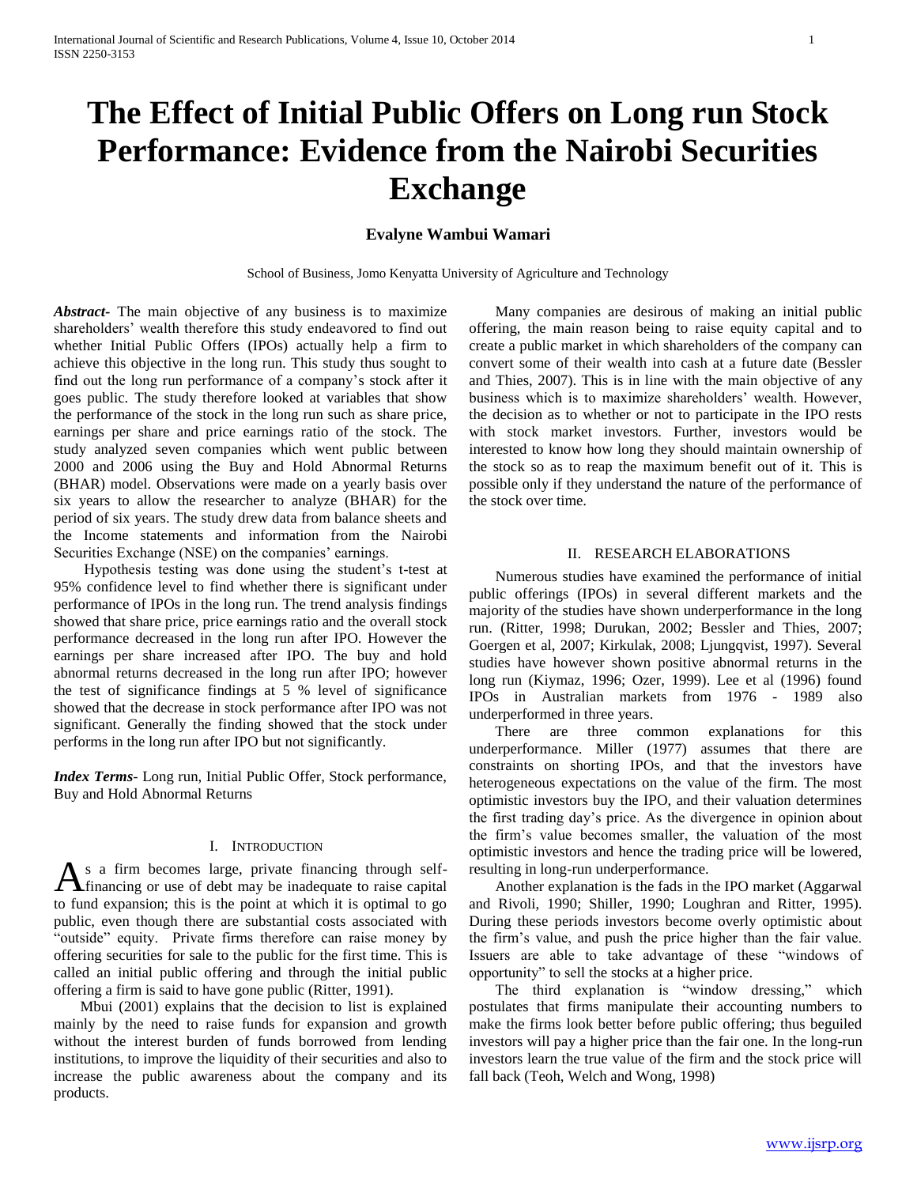# The Effect of Initial Public Offers on Long run Stock Performance: Evidence from the Nairobi Securities Exchange

**Evalyne Wambui Wamari**

School of Business, Jomo Kenyatta University of Agriculture and Technology

***Abstract-*** The main objective of any business is to maximize shareholders' wealth therefore this study endeavored to find out whether Initial Public Offers (IPOs) actually help a firm to achieve this objective in the long run. This study thus sought to find out the long run performance of a company's stock after it goes public. The study therefore looked at variables that show the performance of the stock in the long run such as share price, earnings per share and price earnings ratio of the stock. The study analyzed seven companies which went public between 2000 and 2006 using the Buy and Hold Abnormal Returns (BHAR) model. Observations were made on a yearly basis over six years to allow the researcher to analyze (BHAR) for the period of six years. The study drew data from balance sheets and the Income statements and information from the Nairobi Securities Exchange (NSE) on the companies' earnings.

Hypothesis testing was done using the student's t-test at 95% confidence level to find whether there is significant under performance of IPOs in the long run. The trend analysis findings showed that share price, price earnings ratio and the overall stock performance decreased in the long run after IPO. However the earnings per share increased after IPO. The buy and hold abnormal returns decreased in the long run after IPO; however the test of significance findings at 5 % level of significance showed that the decrease in stock performance after IPO was not significant. Generally the finding showed that the stock under performs in the long run after IPO but not significantly.

***Index Terms*-** Long run, Initial Public Offer, Stock performance, Buy and Hold Abnormal Returns

## I. Introduction

As a firm becomes large, private financing through self-financing or use of debt may be inadequate to raise capital to fund expansion; this is the point at which it is optimal to go public, even though there are substantial costs associated with "outside" equity. Private firms therefore can raise money by offering securities for sale to the public for the first time. This is called an initial public offering and through the initial public offering a firm is said to have gone public (Ritter, 1991).

Mbui (2001) explains that the decision to list is explained mainly by the need to raise funds for expansion and growth without the interest burden of funds borrowed from lending institutions, to improve the liquidity of their securities and also to increase the public awareness about the company and its products.

Many companies are desirous of making an initial public offering, the main reason being to raise equity capital and to create a public market in which shareholders of the company can convert some of their wealth into cash at a future date (Bessler and Thies, 2007). This is in line with the main objective of any business which is to maximize shareholders' wealth. However, the decision as to whether or not to participate in the IPO rests with stock market investors. Further, investors would be interested to know how long they should maintain ownership of the stock so as to reap the maximum benefit out of it. This is possible only if they understand the nature of the performance of the stock over time.

## II. Research Elaborations

Numerous studies have examined the performance of initial public offerings (IPOs) in several different markets and the majority of the studies have shown underperformance in the long run. (Ritter, 1998; Durukan, 2002; Bessler and Thies, 2007; Goergen et al, 2007; Kirkulak, 2008; Ljungqvist, 1997). Several studies have however shown positive abnormal returns in the long run (Kiymaz, 1996; Ozer, 1999). Lee et al (1996) found IPOs in Australian markets from 1976 - 1989 also underperformed in three years.

There are three common explanations for this underperformance. Miller (1977) assumes that there are constraints on shorting IPOs, and that the investors have heterogeneous expectations on the value of the firm. The most optimistic investors buy the IPO, and their valuation determines the first trading day's price. As the divergence in opinion about the firm's value becomes smaller, the valuation of the most optimistic investors and hence the trading price will be lowered, resulting in long-run underperformance.

Another explanation is the fads in the IPO market (Aggarwal and Rivoli, 1990; Shiller, 1990; Loughran and Ritter, 1995). During these periods investors become overly optimistic about the firm's value, and push the price higher than the fair value. Issuers are able to take advantage of these "windows of opportunity" to sell the stocks at a higher price.

The third explanation is "window dressing," which postulates that firms manipulate their accounting numbers to make the firms look better before public offering; thus beguiled investors will pay a higher price than the fair one. In the long-run investors learn the true value of the firm and the stock price will fall back (Teoh, Welch and Wong, 1998)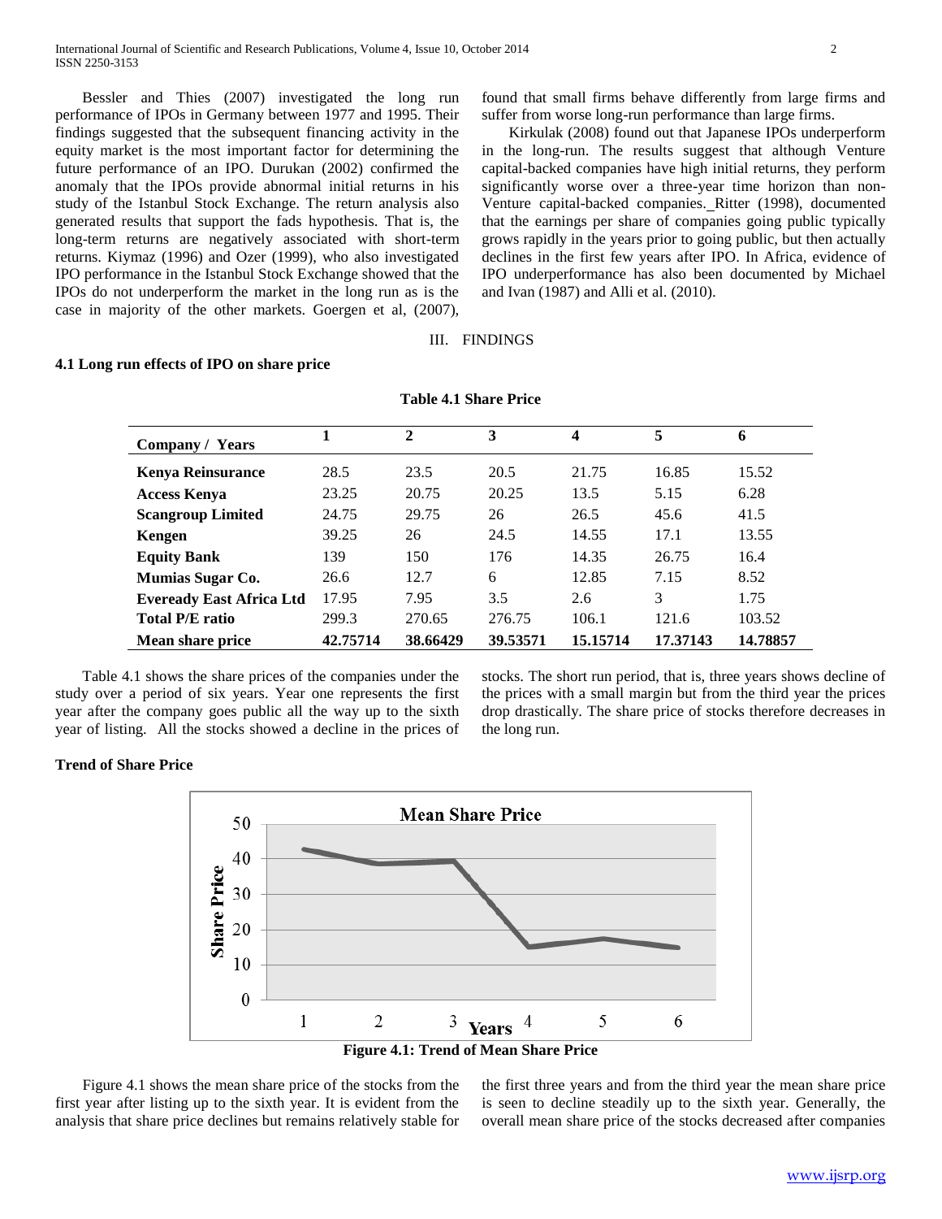Bessler and Thies (2007) investigated the long run performance of IPOs in Germany between 1977 and 1995. Their findings suggested that the subsequent financing activity in the equity market is the most important factor for determining the future performance of an IPO. Durukan (2002) confirmed the anomaly that the IPOs provide abnormal initial returns in his study of the Istanbul Stock Exchange. The return analysis also generated results that support the fads hypothesis. That is, the long-term returns are negatively associated with short-term returns. Kiymaz (1996) and Ozer (1999), who also investigated IPO performance in the Istanbul Stock Exchange showed that the IPOs do not underperform the market in the long run as is the case in majority of the other markets. Goergen et al, (2007), found that small firms behave differently from large firms and suffer from worse long-run performance than large firms.

Kirkulak (2008) found out that Japanese IPOs underperform in the long-run. The results suggest that although Venture capital-backed companies have high initial returns, they perform significantly worse over a three-year time horizon than non-Venture capital-backed companies. Ritter (1998), documented that the earnings per share of companies going public typically grows rapidly in the years prior to going public, but then actually declines in the first few years after IPO. In Africa, evidence of IPO underperformance has also been documented by Michael and Ivan (1987) and Alli et al. (2010).

## III. FINDINGS

### 4.1 Long run effects of IPO on share price

**Table 4.1 Share Price**

| Company / Years | 1 | 2 | 3 | 4 | 5 | 6 |
|---|---|---|---|---|---|---|
| **Kenya Reinsurance** | 28.5 | 23.5 | 20.5 | 21.75 | 16.85 | 15.52 |
| **Access Kenya** | 23.25 | 20.75 | 20.25 | 13.5 | 5.15 | 6.28 |
| **Scangroup Limited** | 24.75 | 29.75 | 26 | 26.5 | 45.6 | 41.5 |
| **Kengen** | 39.25 | 26 | 24.5 | 14.55 | 17.1 | 13.55 |
| **Equity Bank** | 139 | 150 | 176 | 14.35 | 26.75 | 16.4 |
| **Mumias Sugar Co.** | 26.6 | 12.7 | 6 | 12.85 | 7.15 | 8.52 |
| **Eveready East Africa Ltd** | 17.95 | 7.95 | 3.5 | 2.6 | 3 | 1.75 |
| **Total P/E ratio** | 299.3 | 270.65 | 276.75 | 106.1 | 121.6 | 103.52 |
| **Mean share price** | **42.75714** | **38.66429** | **39.53571** | **15.15714** | **17.37143** | **14.78857** |

Table 4.1 shows the share prices of the companies under the study over a period of six years. Year one represents the first year after the company goes public all the way up to the sixth year of listing. All the stocks showed a decline in the prices of stocks. The short run period, that is, three years shows decline of the prices with a small margin but from the third year the prices drop drastically. The share price of stocks therefore decreases in the long run.

**Trend of Share Price**

**Figure 4.1: Trend of Mean Share Price**

Figure 4.1 shows the mean share price of the stocks from the first year after listing up to the sixth year. It is evident from the analysis that share price declines but remains relatively stable for the first three years and from the third year the mean share price is seen to decline steadily up to the sixth year. Generally, the overall mean share price of the stocks decreased after companies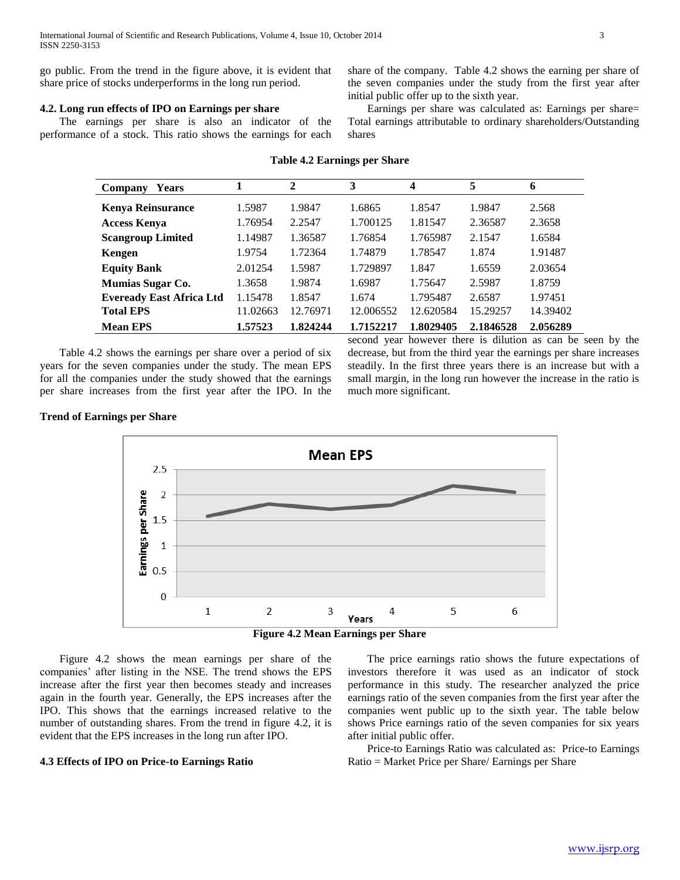go public. From the trend in the figure above, it is evident that share price of stocks underperforms in the long run period.

### 4.2. Long run effects of IPO on Earnings per share

The earnings per share is also an indicator of the performance of a stock. This ratio shows the earnings for each share of the company. Table 4.2 shows the earning per share of the seven companies under the study from the first year after initial public offer up to the sixth year.

Earnings per share was calculated as: Earnings per share= Total earnings attributable to ordinary shareholders/Outstanding shares

**Table 4.2 Earnings per Share**

| Company Years | 1 | 2 | 3 | 4 | 5 | 6 |
|---|---|---|---|---|---|---|
| **Kenya Reinsurance** | 1.5987 | 1.9847 | 1.6865 | 1.8547 | 1.9847 | 2.568 |
| **Access Kenya** | 1.76954 | 2.2547 | 1.700125 | 1.81547 | 2.36587 | 2.3658 |
| **Scangroup Limited** | 1.14987 | 1.36587 | 1.76854 | 1.765987 | 2.1547 | 1.6584 |
| **Kengen** | 1.9754 | 1.72364 | 1.74879 | 1.78547 | 1.874 | 1.91487 |
| **Equity Bank** | 2.01254 | 1.5987 | 1.729897 | 1.847 | 1.6559 | 2.03654 |
| **Mumias Sugar Co.** | 1.3658 | 1.9874 | 1.6987 | 1.75647 | 2.5987 | 1.8759 |
| **Eveready East Africa Ltd** | 1.15478 | 1.8547 | 1.674 | 1.795487 | 2.6587 | 1.97451 |
| **Total EPS** | 11.02663 | 12.76971 | 12.006552 | 12.620584 | 15.29257 | 14.39402 |
| **Mean EPS** | **1.57523** | **1.824244** | **1.7152217** | **1.8029405** | **2.1846528** | **2.056289** |

Table 4.2 shows the earnings per share over a period of six years for the seven companies under the study. The mean EPS for all the companies under the study showed that the earnings per share increases from the first year after the IPO. In the second year however there is dilution as can be seen by the decrease, but from the third year the earnings per share increases steadily. In the first three years there is an increase but with a small margin, in the long run however the increase in the ratio is much more significant.

**Trend of Earnings per Share**

**Figure 4.2 Mean Earnings per Share**

Figure 4.2 shows the mean earnings per share of the companies' after listing in the NSE. The trend shows the EPS increase after the first year then becomes steady and increases again in the fourth year. Generally, the EPS increases after the IPO. This shows that the earnings increased relative to the number of outstanding shares. From the trend in figure 4.2, it is evident that the EPS increases in the long run after IPO.

### 4.3 Effects of IPO on Price-to Earnings Ratio

The price earnings ratio shows the future expectations of investors therefore it was used as an indicator of stock performance in this study. The researcher analyzed the price earnings ratio of the seven companies from the first year after the companies went public up to the sixth year. The table below shows Price earnings ratio of the seven companies for six years after initial public offer.

Price-to Earnings Ratio was calculated as: Price-to Earnings Ratio = Market Price per Share/ Earnings per Share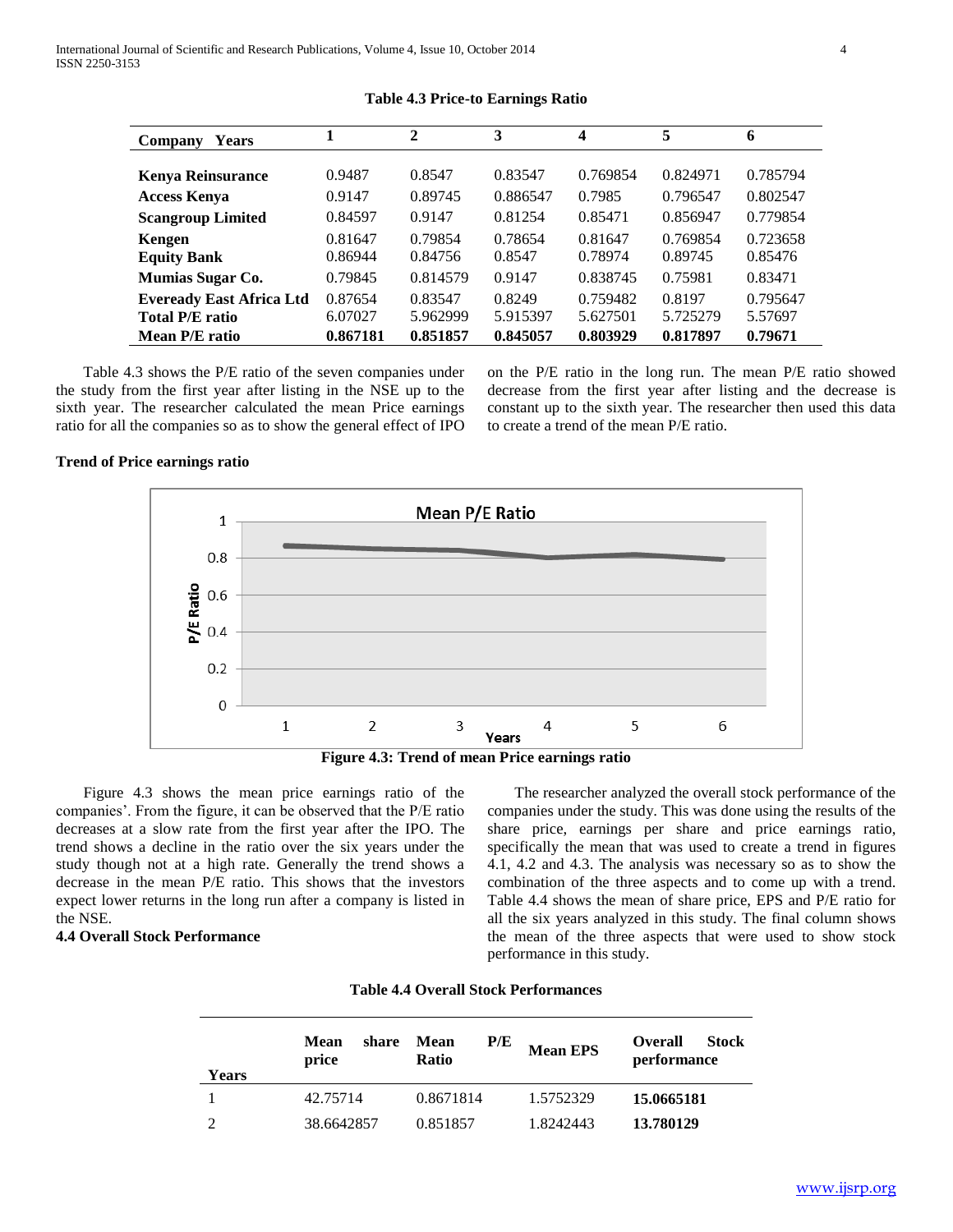**Table 4.3 Price-to Earnings Ratio**

| Company Years | 1 | 2 | 3 | 4 | 5 | 6 |
|---|---|---|---|---|---|---|
| **Kenya Reinsurance** | 0.9487 | 0.8547 | 0.83547 | 0.769854 | 0.824971 | 0.785794 |
| **Access Kenya** | 0.9147 | 0.89745 | 0.886547 | 0.7985 | 0.796547 | 0.802547 |
| **Scangroup Limited** | 0.84597 | 0.9147 | 0.81254 | 0.85471 | 0.856947 | 0.779854 |
| **Kengen** | 0.81647 | 0.79854 | 0.78654 | 0.81647 | 0.769854 | 0.723658 |
| **Equity Bank** | 0.86944 | 0.84756 | 0.8547 | 0.78974 | 0.89745 | 0.85476 |
| **Mumias Sugar Co.** | 0.79845 | 0.814579 | 0.9147 | 0.838745 | 0.75981 | 0.83471 |
| **Eveready East Africa Ltd** | 0.87654 | 0.83547 | 0.8249 | 0.759482 | 0.8197 | 0.795647 |
| **Total P/E ratio** | 6.07027 | 5.962999 | 5.915397 | 5.627501 | 5.725279 | 5.57697 |
| **Mean P/E ratio** | **0.867181** | **0.851857** | **0.845057** | **0.803929** | **0.817897** | **0.79671** |

Table 4.3 shows the P/E ratio of the seven companies under the study from the first year after listing in the NSE up to the sixth year. The researcher calculated the mean Price earnings ratio for all the companies so as to show the general effect of IPO on the P/E ratio in the long run. The mean P/E ratio showed decrease from the first year after listing and the decrease is constant up to the sixth year. The researcher then used this data to create a trend of the mean P/E ratio.

**Trend of Price earnings ratio**

**Figure 4.3: Trend of mean Price earnings ratio**

Figure 4.3 shows the mean price earnings ratio of the companies'. From the figure, it can be observed that the P/E ratio decreases at a slow rate from the first year after the IPO. The trend shows a decline in the ratio over the six years under the study though not at a high rate. Generally the trend shows a decrease in the mean P/E ratio. This shows that the investors expect lower returns in the long run after a company is listed in the NSE.

### 4.4 Overall Stock Performance

The researcher analyzed the overall stock performance of the companies under the study. This was done using the results of the share price, earnings per share and price earnings ratio, specifically the mean that was used to create a trend in figures 4.1, 4.2 and 4.3. The analysis was necessary so as to show the combination of the three aspects and to come up with a trend. Table 4.4 shows the mean of share price, EPS and P/E ratio for all the six years analyzed in this study. The final column shows the mean of the three aspects that were used to show stock performance in this study.

**Table 4.4 Overall Stock Performances**

| Years | Mean share price | Mean P/E Ratio | Mean EPS | Overall Stock performance |
|---|---|---|---|---|
| 1 | 42.75714 | 0.8671814 | 1.5752329 | **15.0665181** |
| 2 | 38.6642857 | 0.851857 | 1.8242443 | **13.780129** |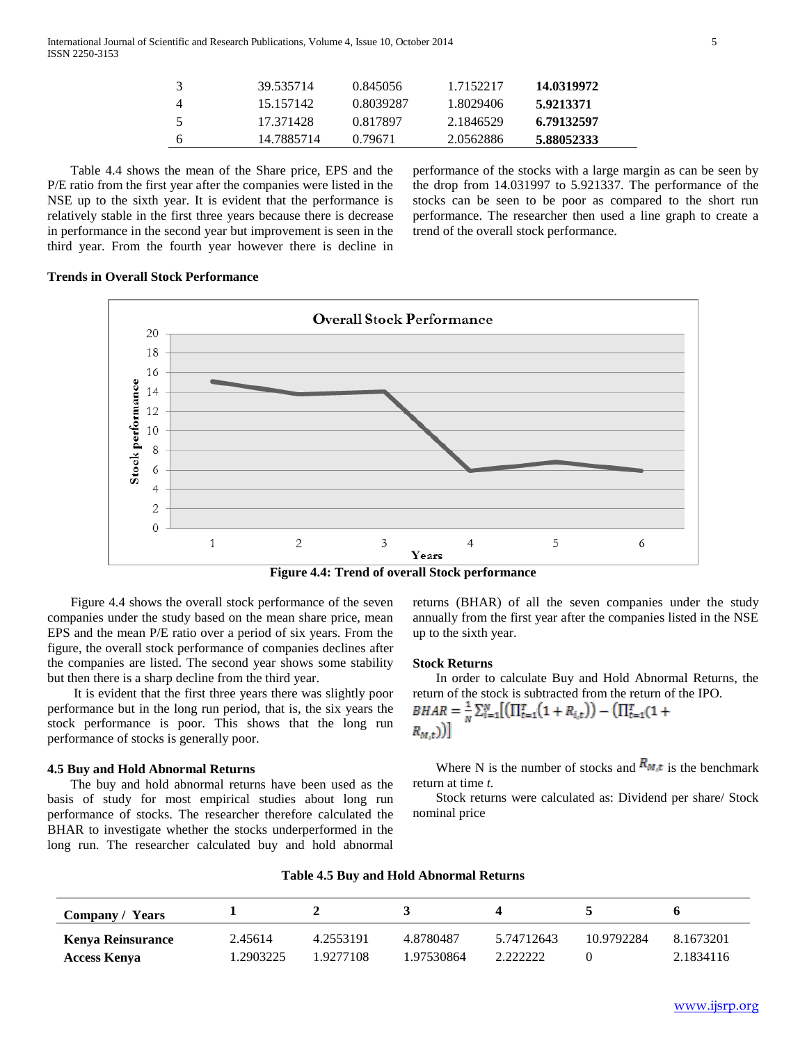| | | | | |
|---|---|---|---|---|
| 3 | 39.535714 | 0.845056 | 1.7152217 | **14.0319972** |
| 4 | 15.157142 | 0.8039287 | 1.8029406 | **5.9213371** |
| 5 | 17.371428 | 0.817897 | 2.1846529 | **6.79132597** |
| 6 | 14.7885714 | 0.79671 | 2.0562886 | **5.88052333** |

Table 4.4 shows the mean of the Share price, EPS and the P/E ratio from the first year after the companies were listed in the NSE up to the sixth year. It is evident that the performance is relatively stable in the first three years because there is decrease in performance in the second year but improvement is seen in the third year. From the fourth year however there is decline in performance of the stocks with a large margin as can be seen by the drop from 14.031997 to 5.921337. The performance of the stocks can be seen to be poor as compared to the short run performance. The researcher then used a line graph to create a trend of the overall stock performance.

**Trends in Overall Stock Performance**

**Figure 4.4: Trend of overall Stock performance**

Figure 4.4 shows the overall stock performance of the seven companies under the study based on the mean share price, mean EPS and the mean P/E ratio over a period of six years. From the figure, the overall stock performance of companies declines after the companies are listed. The second year shows some stability but then there is a sharp decline from the third year.

It is evident that the first three years there was slightly poor performance but in the long run period, that is, the six years the stock performance is poor. This shows that the long run performance of stocks is generally poor.

#### 4.5 Buy and Hold Abnormal Returns

The buy and hold abnormal returns have been used as the basis of study for most empirical studies about long run performance of stocks. The researcher therefore calculated the BHAR to investigate whether the stocks underperformed in the long run. The researcher calculated buy and hold abnormal returns (BHAR) of all the seven companies under the study annually from the first year after the companies listed in the NSE up to the sixth year.

**Stock Returns**

In order to calculate Buy and Hold Abnormal Returns, the return of the stock is subtracted from the return of the IPO.

$$BHAR = \frac{1}{N}\sum_{i=1}^{N}\left[\left(\prod_{t=1}^{T}(1+R_{i,t})\right) - \left(\prod_{t=1}^{T}(1+R_{M,t})\right)\right]$$

Where N is the number of stocks and $R_{M,t}$ is the benchmark return at time *t.*

Stock returns were calculated as: Dividend per share/ Stock nominal price

**Table 4.5 Buy and Hold Abnormal Returns**

| **Company / Years** | **1** | **2** | **3** | **4** | **5** | **6** |
|---|---|---|---|---|---|---|
| **Kenya Reinsurance** | 2.45614 | 4.2553191 | 4.8780487 | 5.74712643 | 10.9792284 | 8.1673201 |
| **Access Kenya** | 1.2903225 | 1.9277108 | 1.97530864 | 2.222222 | 0 | 2.1834116 |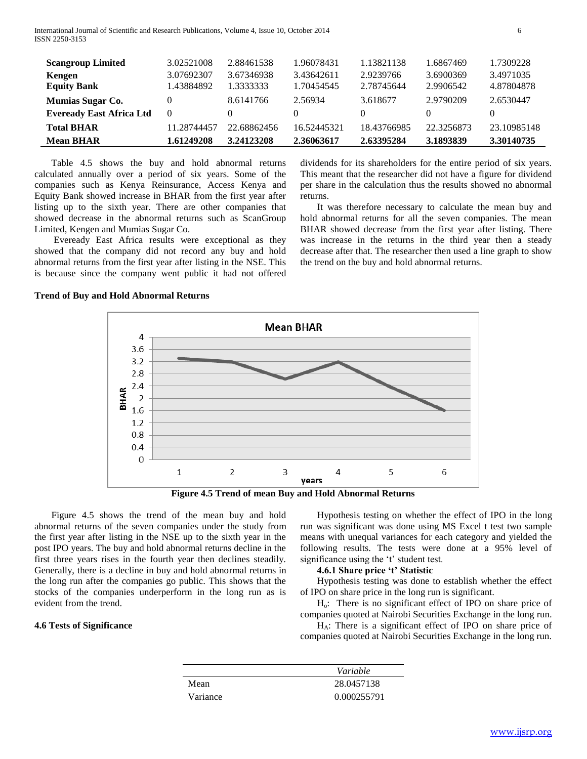| | | | | | | |
|---|---|---|---|---|---|---|
| **Scangroup Limited** | 3.02521008 | 2.88461538 | 1.96078431 | 1.13821138 | 1.6867469 | 1.7309228 |
| **Kengen** | 3.07692307 | 3.67346938 | 3.43642611 | 2.9239766 | 3.6900369 | 3.4971035 |
| **Equity Bank** | 1.43884892 | 1.3333333 | 1.70454545 | 2.78745644 | 2.9906542 | 4.87804878 |
| **Mumias Sugar Co.** | 0 | 8.6141766 | 2.56934 | 3.618677 | 2.9790209 | 2.6530447 |
| **Eveready East Africa Ltd** | 0 | 0 | 0 | 0 | 0 | 0 |
| **Total BHAR** | 11.28744457 | 22.68862456 | 16.52445321 | 18.43766985 | 22.3256873 | 23.10985148 |
| **Mean BHAR** | **1.61249208** | **3.24123208** | **2.36063617** | **2.63395284** | **3.1893839** | **3.30140735** |

Table 4.5 shows the buy and hold abnormal returns calculated annually over a period of six years. Some of the companies such as Kenya Reinsurance, Access Kenya and Equity Bank showed increase in BHAR from the first year after listing up to the sixth year. There are other companies that showed decrease in the abnormal returns such as ScanGroup Limited, Kengen and Mumias Sugar Co.

Eveready East Africa results were exceptional as they showed that the company did not record any buy and hold abnormal returns from the first year after listing in the NSE. This is because since the company went public it had not offered dividends for its shareholders for the entire period of six years. This meant that the researcher did not have a figure for dividend per share in the calculation thus the results showed no abnormal returns.

It was therefore necessary to calculate the mean buy and hold abnormal returns for all the seven companies. The mean BHAR showed decrease from the first year after listing. There was increase in the returns in the third year then a steady decrease after that. The researcher then used a line graph to show the trend on the buy and hold abnormal returns.

**Trend of Buy and Hold Abnormal Returns**

**Figure 4.5 Trend of mean Buy and Hold Abnormal Returns**

Figure 4.5 shows the trend of the mean buy and hold abnormal returns of the seven companies under the study from the first year after listing in the NSE up to the sixth year in the post IPO years. The buy and hold abnormal returns decline in the first three years rises in the fourth year then declines steadily. Generally, there is a decline in buy and hold abnormal returns in the long run after the companies go public. This shows that the stocks of the companies underperform in the long run as is evident from the trend.

### 4.6 Tests of Significance

Hypothesis testing on whether the effect of IPO in the long run was significant was done using MS Excel t test two sample means with unequal variances for each category and yielded the following results. The tests were done at a 95% level of significance using the 't' student test.

#### 4.6.1 Share price 't' Statistic

Hypothesis testing was done to establish whether the effect of IPO on share price in the long run is significant.

$H_o$: There is no significant effect of IPO on share price of companies quoted at Nairobi Securities Exchange in the long run.

$H_A$: There is a significant effect of IPO on share price of companies quoted at Nairobi Securities Exchange in the long run.

| | *Variable* |
|---|---|
| Mean | 28.0457138 |
| Variance | 0.000255791 |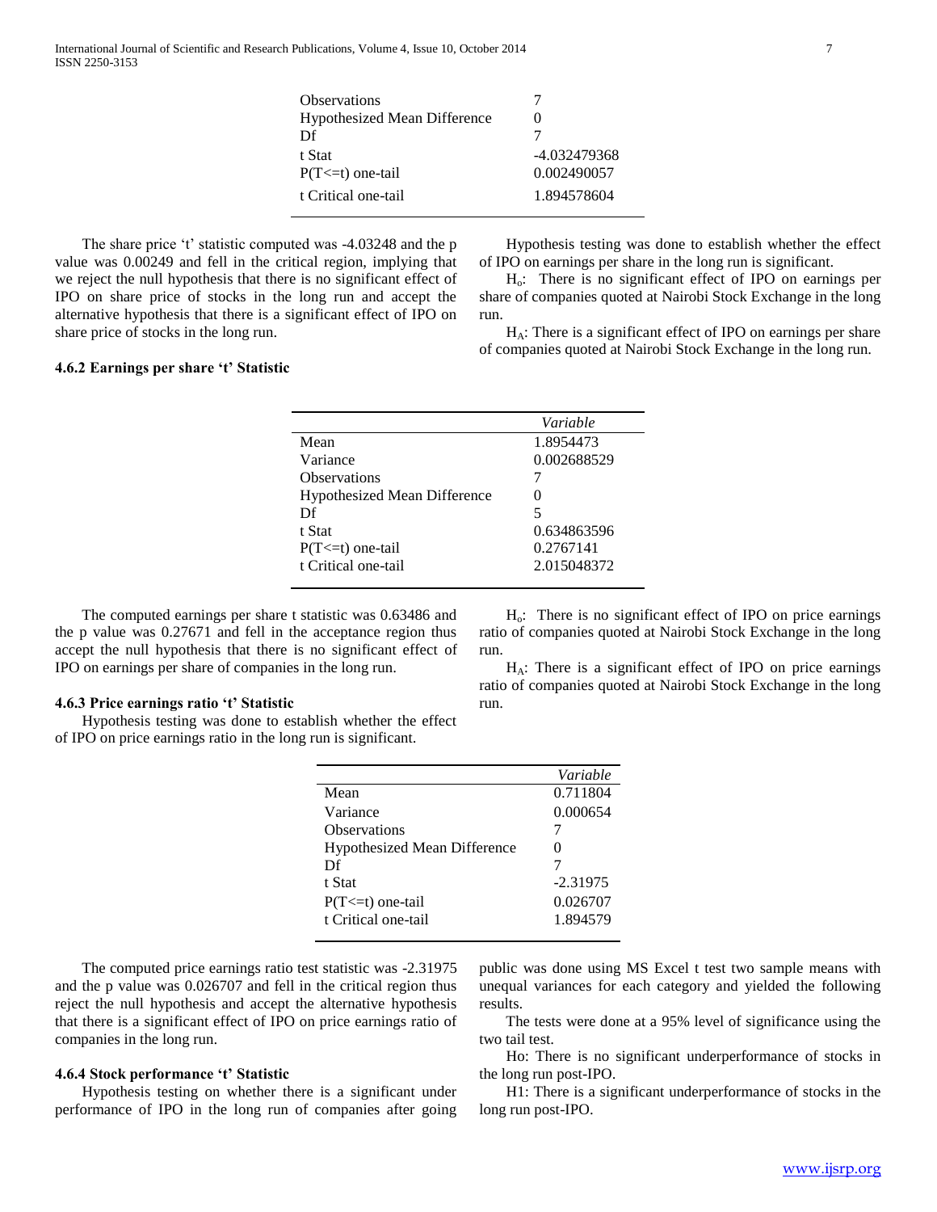| | |
|---|---|
| Observations | 7 |
| Hypothesized Mean Difference | 0 |
| Df | 7 |
| t Stat | -4.032479368 |
| P(T<=t) one-tail | 0.002490057 |
| t Critical one-tail | 1.894578604 |

The share price 't' statistic computed was -4.03248 and the p value was 0.00249 and fell in the critical region, implying that we reject the null hypothesis that there is no significant effect of IPO on share price of stocks in the long run and accept the alternative hypothesis that there is a significant effect of IPO on share price of stocks in the long run.

### 4.6.2 Earnings per share 't' Statistic

Hypothesis testing was done to establish whether the effect of IPO on earnings per share in the long run is significant.

$H_o$: There is no significant effect of IPO on earnings per share of companies quoted at Nairobi Stock Exchange in the long run.

$H_A$: There is a significant effect of IPO on earnings per share of companies quoted at Nairobi Stock Exchange in the long run.

| | *Variable* |
|---|---|
| Mean | 1.8954473 |
| Variance | 0.002688529 |
| Observations | 7 |
| Hypothesized Mean Difference | 0 |
| Df | 5 |
| t Stat | 0.634863596 |
| P(T<=t) one-tail | 0.2767141 |
| t Critical one-tail | 2.015048372 |

The computed earnings per share t statistic was 0.63486 and the p value was 0.27671 and fell in the acceptance region thus accept the null hypothesis that there is no significant effect of IPO on earnings per share of companies in the long run.

### 4.6.3 Price earnings ratio 't' Statistic

Hypothesis testing was done to establish whether the effect of IPO on price earnings ratio in the long run is significant.

$H_o$: There is no significant effect of IPO on price earnings ratio of companies quoted at Nairobi Stock Exchange in the long run.

$H_A$: There is a significant effect of IPO on price earnings ratio of companies quoted at Nairobi Stock Exchange in the long run.

| | *Variable* |
|---|---|
| Mean | 0.711804 |
| Variance | 0.000654 |
| Observations | 7 |
| Hypothesized Mean Difference | 0 |
| Df | 7 |
| t Stat | -2.31975 |
| P(T<=t) one-tail | 0.026707 |
| t Critical one-tail | 1.894579 |

The computed price earnings ratio test statistic was -2.31975 and the p value was 0.026707 and fell in the critical region thus reject the null hypothesis and accept the alternative hypothesis that there is a significant effect of IPO on price earnings ratio of companies in the long run.

### 4.6.4 Stock performance 't' Statistic

Hypothesis testing on whether there is a significant under performance of IPO in the long run of companies after going public was done using MS Excel t test two sample means with unequal variances for each category and yielded the following results.

The tests were done at a 95% level of significance using the two tail test.

Ho: There is no significant underperformance of stocks in the long run post-IPO.

H1: There is a significant underperformance of stocks in the long run post-IPO.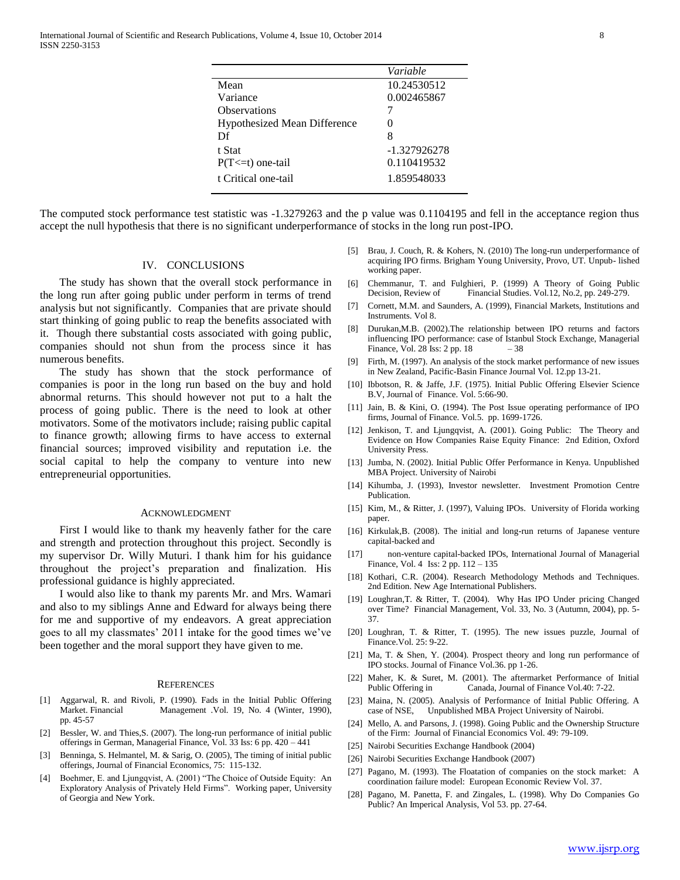| | *Variable* |
|---|---|
| Mean | 10.24530512 |
| Variance | 0.002465867 |
| Observations | 7 |
| Hypothesized Mean Difference | 0 |
| Df | 8 |
| t Stat | -1.327926278 |
| P(T<=t) one-tail | 0.110419532 |
| t Critical one-tail | 1.859548033 |

The computed stock performance test statistic was -1.3279263 and the p value was 0.1104195 and fell in the acceptance region thus accept the null hypothesis that there is no significant underperformance of stocks in the long run post-IPO.

## IV. Conclusions

The study has shown that the overall stock performance in the long run after going public under perform in terms of trend analysis but not significantly. Companies that are private should start thinking of going public to reap the benefits associated with it. Though there substantial costs associated with going public, companies should not shun from the process since it has numerous benefits.

The study has shown that the stock performance of companies is poor in the long run based on the buy and hold abnormal returns. This should however not put to a halt the process of going public. There is the need to look at other motivators. Some of the motivators include; raising public capital to finance growth; allowing firms to have access to external financial sources; improved visibility and reputation i.e. the social capital to help the company to venture into new entrepreneurial opportunities.

## Acknowledgment

First I would like to thank my heavenly father for the care and strength and protection throughout this project. Secondly is my supervisor Dr. Willy Muturi. I thank him for his guidance throughout the project's preparation and finalization. His professional guidance is highly appreciated.

I would also like to thank my parents Mr. and Mrs. Wamari and also to my siblings Anne and Edward for always being there for me and supportive of my endeavors. A great appreciation goes to all my classmates' 2011 intake for the good times we've been together and the moral support they have given to me.

## References

[1] Aggarwal, R. and Rivoli, P. (1990). Fads in the Initial Public Offering Market. Financial Management .Vol. 19, No. 4 (Winter, 1990), pp. 45-57

[2] Bessler, W. and Thies,S. (2007). The long-run performance of initial public offerings in German, Managerial Finance, Vol. 33 Iss: 6 pp. 420 – 441

[3] Benninga, S. Helmantel, M. & Sarig, O. (2005), The timing of initial public offerings, Journal of Financial Economics, 75: 115-132.

[4] Boehmer, E. and Ljungqvist, A. (2001) "The Choice of Outside Equity: An Exploratory Analysis of Privately Held Firms". Working paper, University of Georgia and New York.

[5] Brau, J. Couch, R. & Kohers, N. (2010) The long-run underperformance of acquiring IPO firms. Brigham Young University, Provo, UT. Unpub- lished working paper.

[6] Chemmanur, T. and Fulghieri, P. (1999) A Theory of Going Public Decision, Review of Financial Studies. Vol.12, No.2, pp. 249-279.

[7] Cornett, M.M. and Saunders, A. (1999), Financial Markets, Institutions and Instruments. Vol 8.

[8] Durukan,M.B. (2002).The relationship between IPO returns and factors influencing IPO performance: case of Istanbul Stock Exchange, Managerial Finance, Vol. 28 Iss: 2 pp. 18 – 38

[9] Firth, M. (1997). An analysis of the stock market performance of new issues in New Zealand, Pacific-Basin Finance Journal Vol. 12.pp 13-21.

[10] Ibbotson, R. & Jaffe, J.F. (1975). Initial Public Offering Elsevier Science B.V, Journal of Finance. Vol. 5:66-90.

[11] Jain, B. & Kini, O. (1994). The Post Issue operating performance of IPO firms, Journal of Finance. Vol.5. pp. 1699-1726.

[12] Jenkison, T. and Ljungqvist, A. (2001). Going Public: The Theory and Evidence on How Companies Raise Equity Finance: 2nd Edition, Oxford University Press.

[13] Jumba, N. (2002). Initial Public Offer Performance in Kenya. Unpublished MBA Project. University of Nairobi

[14] Kihumba, J. (1993), Investor newsletter. Investment Promotion Centre Publication.

[15] Kim, M., & Ritter, J. (1997), Valuing IPOs. University of Florida working paper.

[16] Kirkulak,B. (2008). The initial and long-run returns of Japanese venture capital-backed and

[17] non-venture capital-backed IPOs, International Journal of Managerial Finance, Vol. 4 Iss: 2 pp. 112 – 135

[18] Kothari, C.R. (2004). Research Methodology Methods and Techniques. 2nd Edition. New Age International Publishers.

[19] Loughran,T. & Ritter, T. (2004). Why Has IPO Under pricing Changed over Time? Financial Management, Vol. 33, No. 3 (Autumn, 2004), pp. 5-37.

[20] Loughran, T. & Ritter, T. (1995). The new issues puzzle, Journal of Finance.Vol. 25: 9-22.

[21] Ma, T. & Shen, Y. (2004). Prospect theory and long run performance of IPO stocks. Journal of Finance Vol.36. pp 1-26.

[22] Maher, K. & Suret, M. (2001). The aftermarket Performance of Initial Public Offering in Canada, Journal of Finance Vol.40: 7-22.

[23] Maina, N. (2005). Analysis of Performance of Initial Public Offering. A case of NSE, Unpublished MBA Project University of Nairobi.

[24] Mello, A. and Parsons, J. (1998). Going Public and the Ownership Structure of the Firm: Journal of Financial Economics Vol. 49: 79-109.

[25] Nairobi Securities Exchange Handbook (2004)

[26] Nairobi Securities Exchange Handbook (2007)

[27] Pagano, M. (1993). The Floatation of companies on the stock market: A coordination failure model: European Economic Review Vol. 37.

[28] Pagano, M. Panetta, F. and Zingales, L. (1998). Why Do Companies Go Public? An Imperical Analysis, Vol 53. pp. 27-64.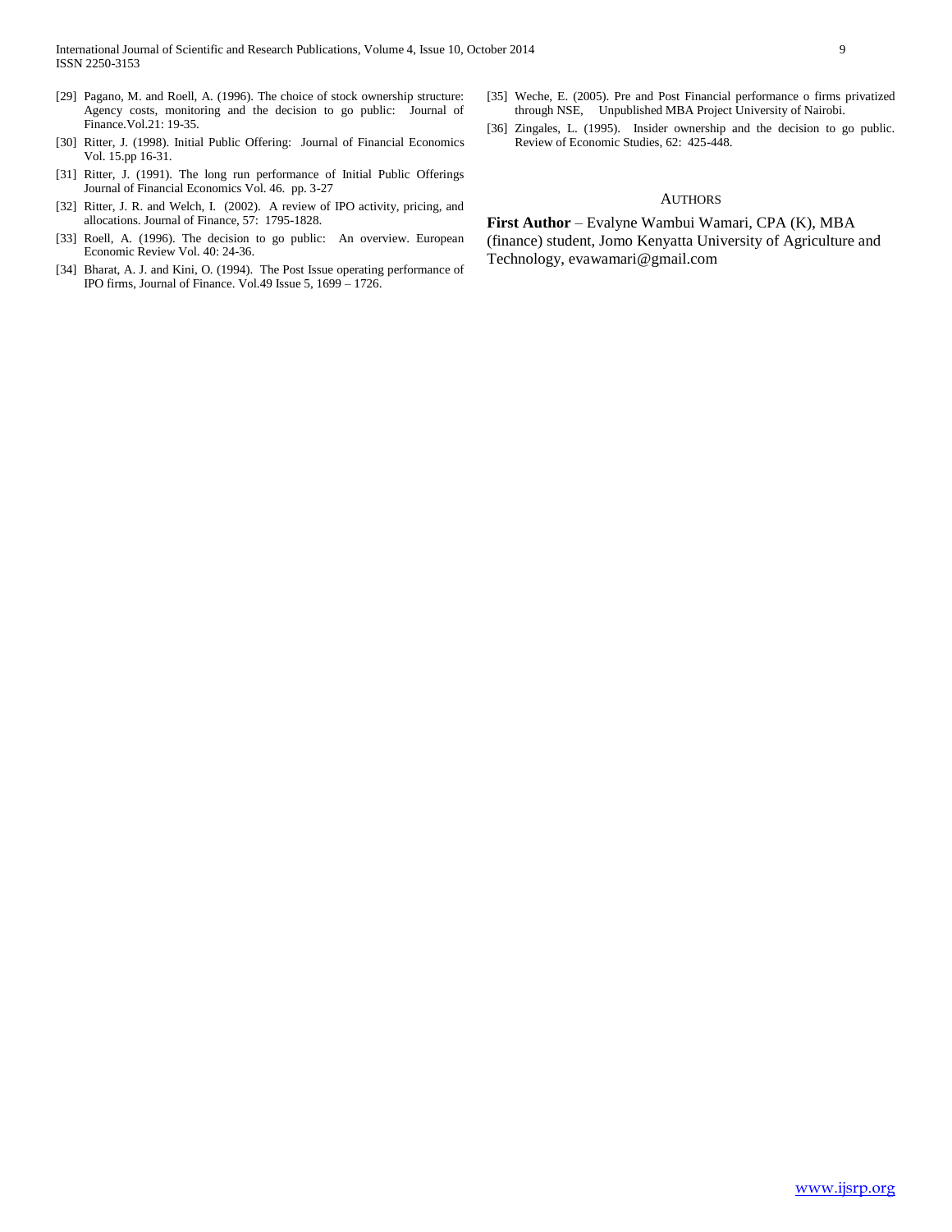[29] Pagano, M. and Roell, A. (1996). The choice of stock ownership structure: Agency costs, monitoring and the decision to go public: Journal of Finance.Vol.21: 19-35.

[30] Ritter, J. (1998). Initial Public Offering: Journal of Financial Economics Vol. 15.pp 16-31.

[31] Ritter, J. (1991). The long run performance of Initial Public Offerings Journal of Financial Economics Vol. 46. pp. 3-27

[32] Ritter, J. R. and Welch, I. (2002). A review of IPO activity, pricing, and allocations. Journal of Finance, 57: 1795-1828.

[33] Roell, A. (1996). The decision to go public: An overview. European Economic Review Vol. 40: 24-36.

[34] Bharat, A. J. and Kini, O. (1994). The Post Issue operating performance of IPO firms, Journal of Finance. Vol.49 Issue 5, 1699 – 1726.

[35] Weche, E. (2005). Pre and Post Financial performance o firms privatized through NSE, Unpublished MBA Project University of Nairobi.

[36] Zingales, L. (1995). Insider ownership and the decision to go public. Review of Economic Studies, 62: 425-448.

## Authors

**First Author** – Evalyne Wambui Wamari, CPA (K), MBA (finance) student, Jomo Kenyatta University of Agriculture and Technology, evawamari@gmail.com